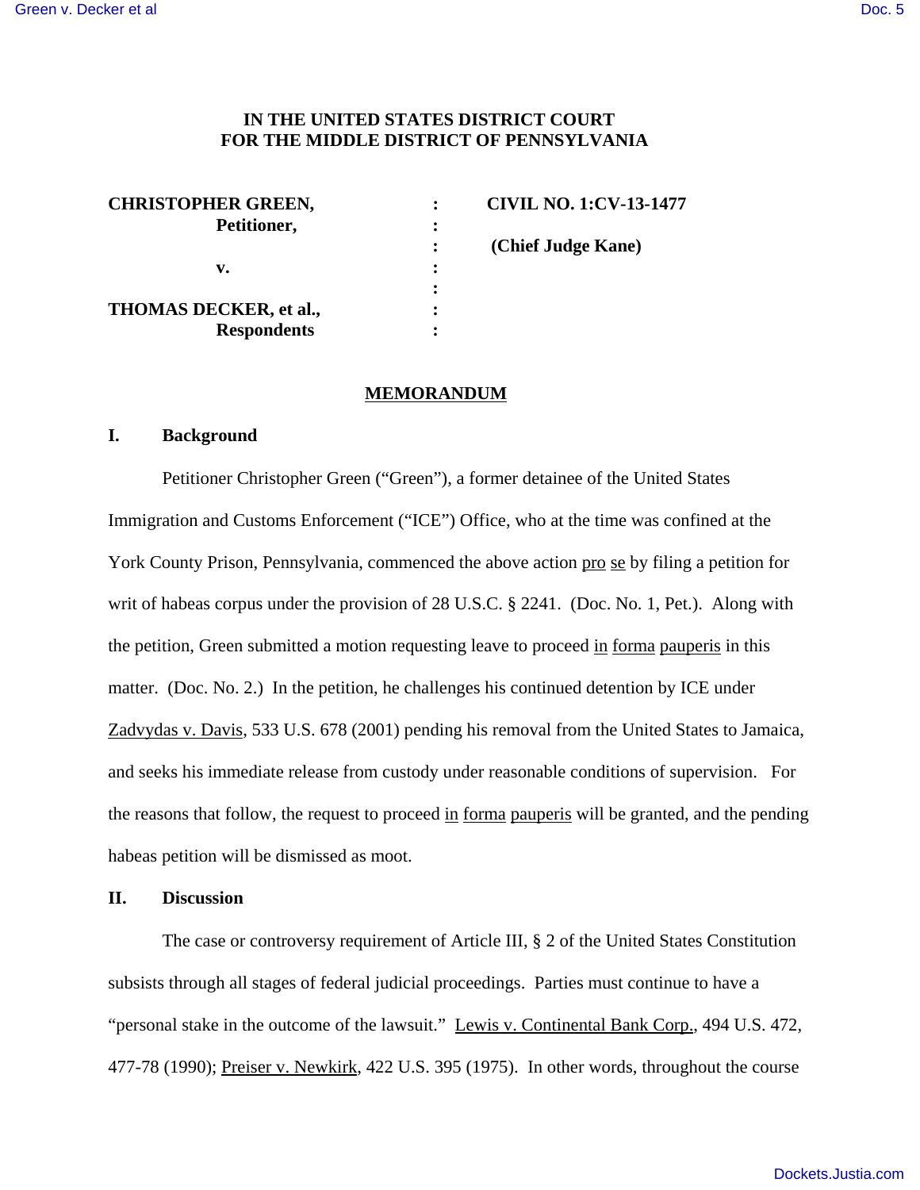# IN THE UNITED STATES DISTRICT COURT FOR THE MIDDLE DISTRICT OF PENNSYLVANIA

| | | |
|---|---|---|
| **CHRISTOPHER GREEN,** | : | **CIVIL NO. 1:CV-13-1477** |
| **Petitioner,** | : | |
| | : | **(Chief Judge Kane)** |
| **v.** | : | |
| | : | |
| **THOMAS DECKER, et al.,** | : | |
| **Respondents** | : | |

## MEMORANDUM

### I. Background

Petitioner Christopher Green ("Green"), a former detainee of the United States Immigration and Customs Enforcement ("ICE") Office, who at the time was confined at the York County Prison, Pennsylvania, commenced the above action pro se by filing a petition for writ of habeas corpus under the provision of 28 U.S.C. § 2241. (Doc. No. 1, Pet.). Along with the petition, Green submitted a motion requesting leave to proceed in forma pauperis in this matter. (Doc. No. 2.) In the petition, he challenges his continued detention by ICE under Zadvydas v. Davis, 533 U.S. 678 (2001) pending his removal from the United States to Jamaica, and seeks his immediate release from custody under reasonable conditions of supervision. For the reasons that follow, the request to proceed in forma pauperis will be granted, and the pending habeas petition will be dismissed as moot.

### II. Discussion

The case or controversy requirement of Article III, § 2 of the United States Constitution subsists through all stages of federal judicial proceedings. Parties must continue to have a "personal stake in the outcome of the lawsuit." Lewis v. Continental Bank Corp., 494 U.S. 472, 477-78 (1990); Preiser v. Newkirk, 422 U.S. 395 (1975). In other words, throughout the course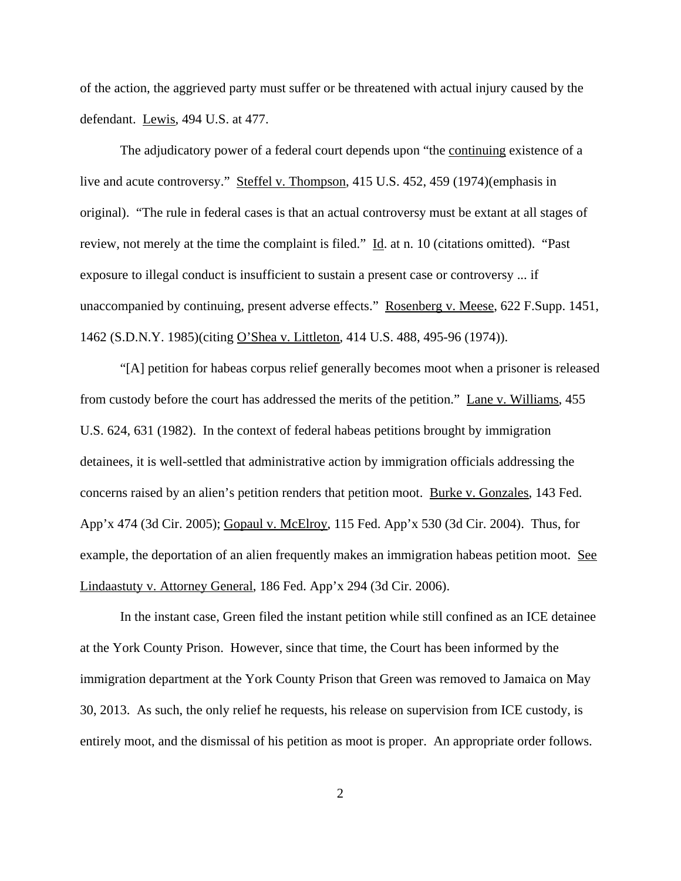of the action, the aggrieved party must suffer or be threatened with actual injury caused by the defendant. Lewis, 494 U.S. at 477.

The adjudicatory power of a federal court depends upon "the continuing existence of a live and acute controversy." Steffel v. Thompson, 415 U.S. 452, 459 (1974)(emphasis in original). "The rule in federal cases is that an actual controversy must be extant at all stages of review, not merely at the time the complaint is filed." Id. at n. 10 (citations omitted). "Past exposure to illegal conduct is insufficient to sustain a present case or controversy ... if unaccompanied by continuing, present adverse effects." Rosenberg v. Meese, 622 F.Supp. 1451, 1462 (S.D.N.Y. 1985)(citing O'Shea v. Littleton, 414 U.S. 488, 495-96 (1974)).

"[A] petition for habeas corpus relief generally becomes moot when a prisoner is released from custody before the court has addressed the merits of the petition." Lane v. Williams, 455 U.S. 624, 631 (1982). In the context of federal habeas petitions brought by immigration detainees, it is well-settled that administrative action by immigration officials addressing the concerns raised by an alien's petition renders that petition moot. Burke v. Gonzales, 143 Fed. App'x 474 (3d Cir. 2005); Gopaul v. McElroy, 115 Fed. App'x 530 (3d Cir. 2004). Thus, for example, the deportation of an alien frequently makes an immigration habeas petition moot. See Lindaastuty v. Attorney General, 186 Fed. App'x 294 (3d Cir. 2006).

In the instant case, Green filed the instant petition while still confined as an ICE detainee at the York County Prison. However, since that time, the Court has been informed by the immigration department at the York County Prison that Green was removed to Jamaica on May 30, 2013. As such, the only relief he requests, his release on supervision from ICE custody, is entirely moot, and the dismissal of his petition as moot is proper. An appropriate order follows.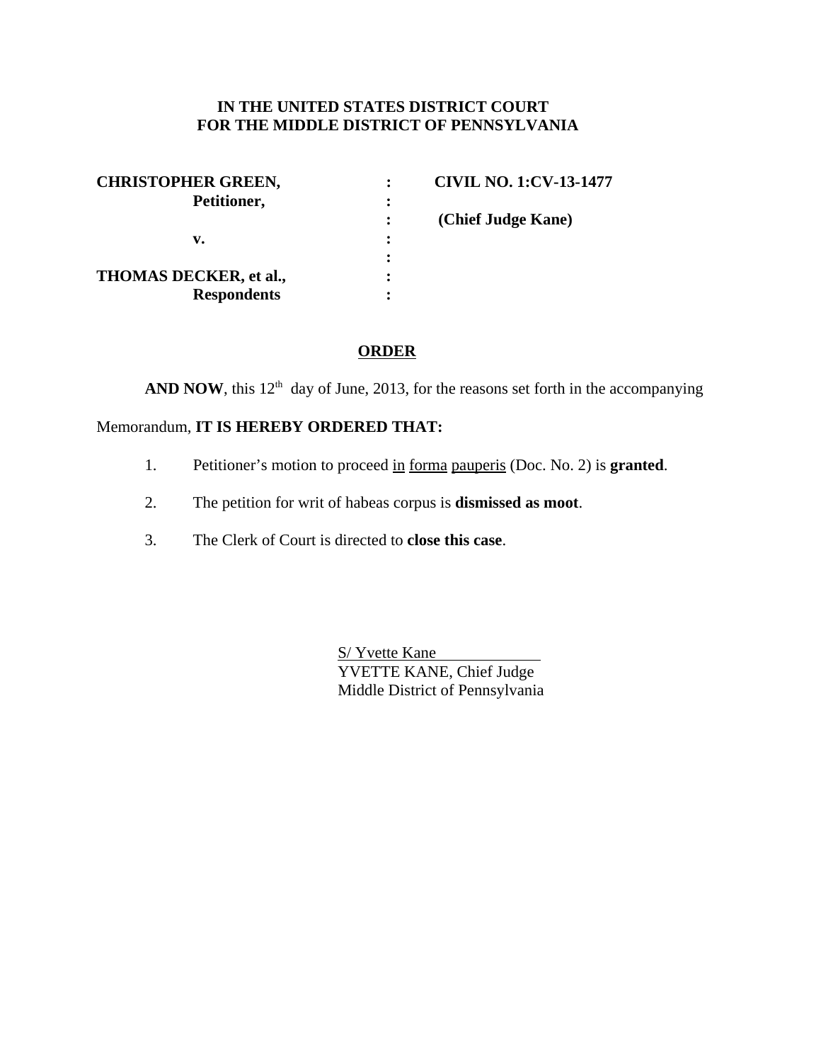**IN THE UNITED STATES DISTRICT COURT**
**FOR THE MIDDLE DISTRICT OF PENNSYLVANIA**

| | | |
|---|---|---|
| **CHRISTOPHER GREEN,** | : | **CIVIL NO. 1:CV-13-1477** |
| **Petitioner,** | : | |
| | : | **(Chief Judge Kane)** |
| **v.** | : | |
| | : | |
| **THOMAS DECKER, et al.,** | : | |
| **Respondents** | : | |

## ORDER

**AND NOW**, this 12th day of June, 2013, for the reasons set forth in the accompanying Memorandum, **IT IS HEREBY ORDERED THAT:**

1. Petitioner's motion to proceed in forma pauperis (Doc. No. 2) is **granted**.

2. The petition for writ of habeas corpus is **dismissed as moot**.

3. The Clerk of Court is directed to **close this case**.

S/ Yvette Kane
YVETTE KANE, Chief Judge
Middle District of Pennsylvania